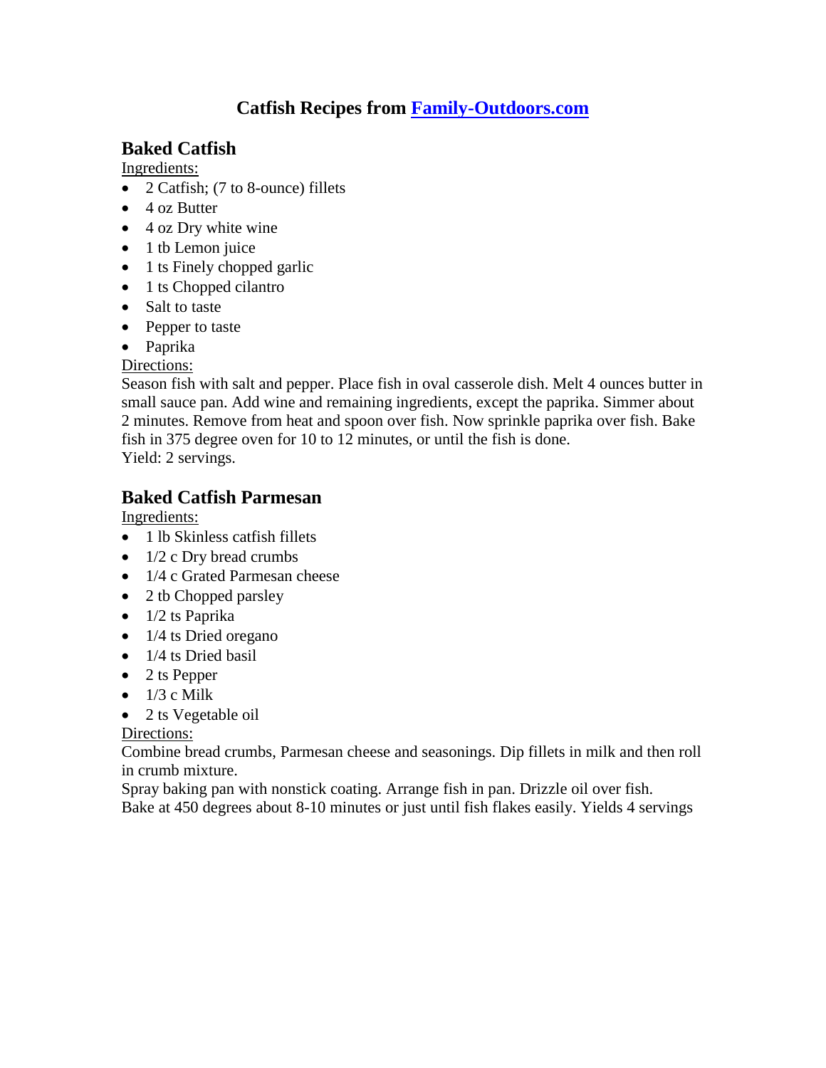# Catfish Recipes from [Family-Outdoors.com](Family-Outdoors.com)

## Baked Catfish

Ingredients:

- 2 Catfish; (7 to 8-ounce) fillets
- 4 oz Butter
- 4 oz Dry white wine
- 1 tb Lemon juice
- 1 ts Finely chopped garlic
- 1 ts Chopped cilantro
- Salt to taste
- Pepper to taste
- Paprika

Directions:

Season fish with salt and pepper. Place fish in oval casserole dish. Melt 4 ounces butter in small sauce pan. Add wine and remaining ingredients, except the paprika. Simmer about 2 minutes. Remove from heat and spoon over fish. Now sprinkle paprika over fish. Bake fish in 375 degree oven for 10 to 12 minutes, or until the fish is done.
Yield: 2 servings.

## Baked Catfish Parmesan

Ingredients:

- 1 lb Skinless catfish fillets
- 1/2 c Dry bread crumbs
- 1/4 c Grated Parmesan cheese
- 2 tb Chopped parsley
- 1/2 ts Paprika
- 1/4 ts Dried oregano
- 1/4 ts Dried basil
- 2 ts Pepper
- 1/3 c Milk
- 2 ts Vegetable oil

Directions:

Combine bread crumbs, Parmesan cheese and seasonings. Dip fillets in milk and then roll in crumb mixture.
Spray baking pan with nonstick coating. Arrange fish in pan. Drizzle oil over fish.
Bake at 450 degrees about 8-10 minutes or just until fish flakes easily. Yields 4 servings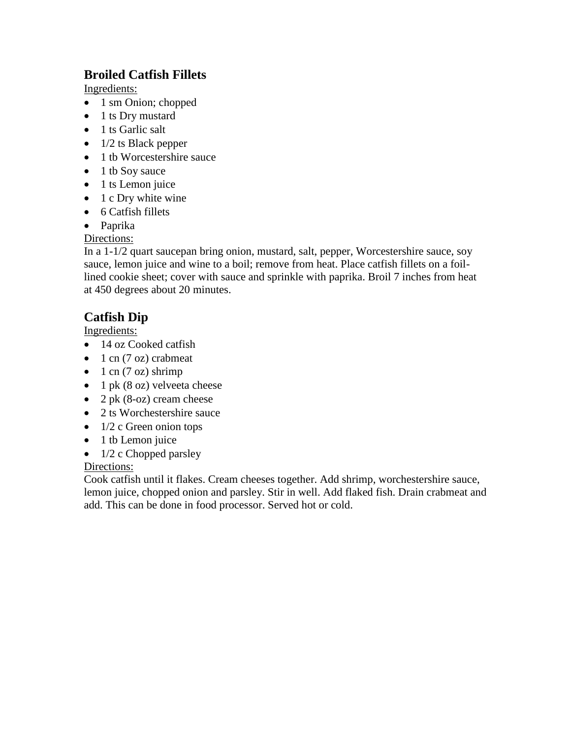## Broiled Catfish Fillets

Ingredients:

- 1 sm Onion; chopped
- 1 ts Dry mustard
- 1 ts Garlic salt
- 1/2 ts Black pepper
- 1 tb Worcestershire sauce
- 1 tb Soy sauce
- 1 ts Lemon juice
- 1 c Dry white wine
- 6 Catfish fillets
- Paprika

Directions:

In a 1-1/2 quart saucepan bring onion, mustard, salt, pepper, Worcestershire sauce, soy sauce, lemon juice and wine to a boil; remove from heat. Place catfish fillets on a foil-lined cookie sheet; cover with sauce and sprinkle with paprika. Broil 7 inches from heat at 450 degrees about 20 minutes.

## Catfish Dip

Ingredients:

- 14 oz Cooked catfish
- 1 cn (7 oz) crabmeat
- 1 cn (7 oz) shrimp
- 1 pk (8 oz) velveeta cheese
- 2 pk (8-oz) cream cheese
- 2 ts Worchestershire sauce
- 1/2 c Green onion tops
- 1 tb Lemon juice
- 1/2 c Chopped parsley

Directions:

Cook catfish until it flakes. Cream cheeses together. Add shrimp, worchestershire sauce, lemon juice, chopped onion and parsley. Stir in well. Add flaked fish. Drain crabmeat and add. This can be done in food processor. Served hot or cold.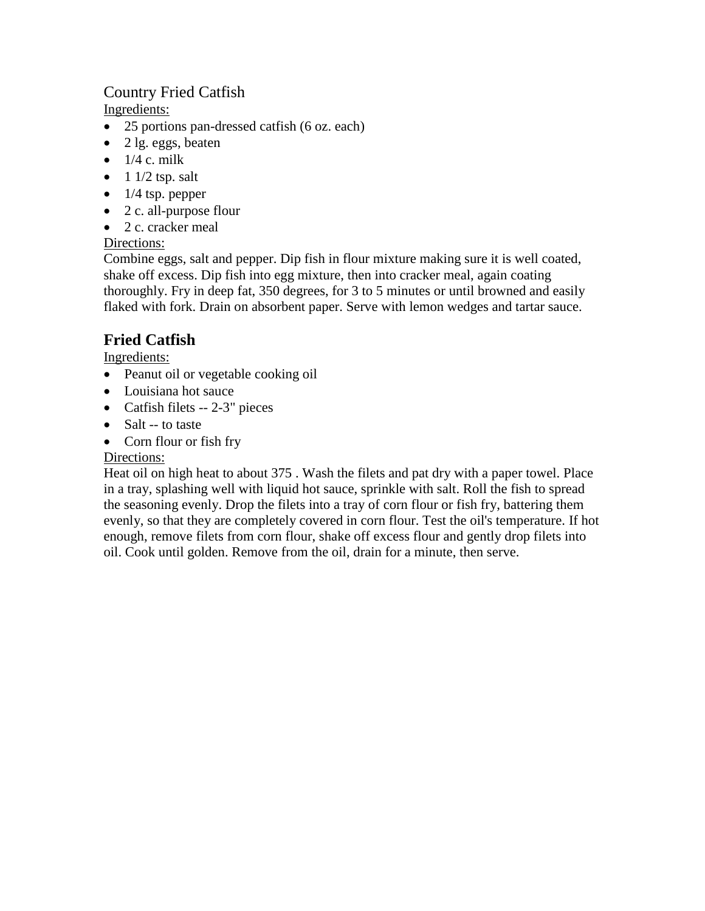Country Fried Catfish

Ingredients:

- 25 portions pan-dressed catfish (6 oz. each)
- 2 lg. eggs, beaten
- 1/4 c. milk
- 1 1/2 tsp. salt
- 1/4 tsp. pepper
- 2 c. all-purpose flour
- 2 c. cracker meal

Directions:

Combine eggs, salt and pepper. Dip fish in flour mixture making sure it is well coated, shake off excess. Dip fish into egg mixture, then into cracker meal, again coating thoroughly. Fry in deep fat, 350 degrees, for 3 to 5 minutes or until browned and easily flaked with fork. Drain on absorbent paper. Serve with lemon wedges and tartar sauce.

## Fried Catfish

Ingredients:

- Peanut oil or vegetable cooking oil
- Louisiana hot sauce
- Catfish filets -- 2-3" pieces
- Salt -- to taste
- Corn flour or fish fry

Directions:

Heat oil on high heat to about 375 . Wash the filets and pat dry with a paper towel. Place in a tray, splashing well with liquid hot sauce, sprinkle with salt. Roll the fish to spread the seasoning evenly. Drop the filets into a tray of corn flour or fish fry, battering them evenly, so that they are completely covered in corn flour. Test the oil's temperature. If hot enough, remove filets from corn flour, shake off excess flour and gently drop filets into oil. Cook until golden. Remove from the oil, drain for a minute, then serve.